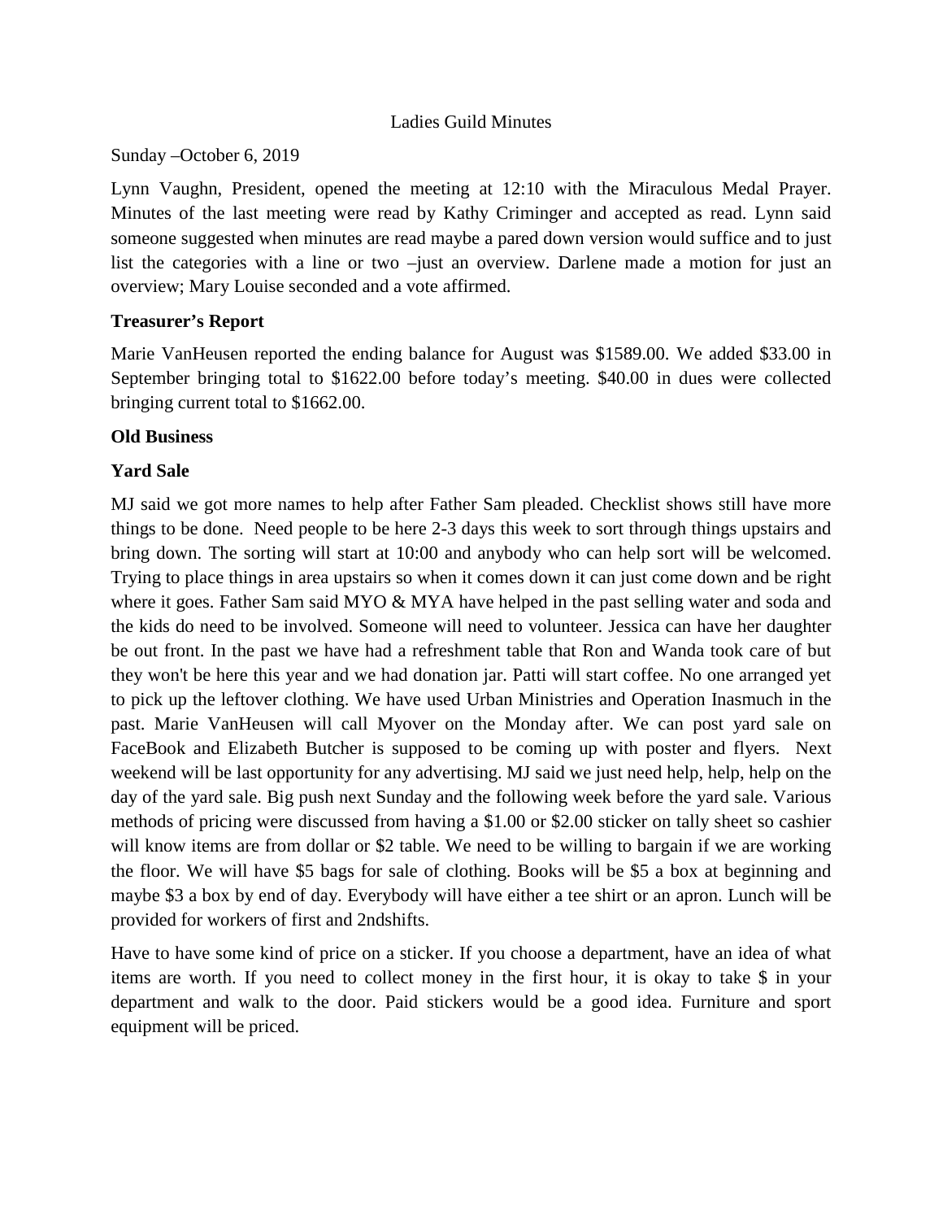# Ladies Guild Minutes

Sunday –October 6, 2019

Lynn Vaughn, President, opened the meeting at 12:10 with the Miraculous Medal Prayer. Minutes of the last meeting were read by Kathy Criminger and accepted as read. Lynn said someone suggested when minutes are read maybe a pared down version would suffice and to just list the categories with a line or two –just an overview. Darlene made a motion for just an overview; Mary Louise seconded and a vote affirmed.

**Treasurer's Report**

Marie VanHeusen reported the ending balance for August was $1589.00. We added $33.00 in September bringing total to $1622.00 before today's meeting. $40.00 in dues were collected bringing current total to $1662.00.

**Old Business**

**Yard Sale**

MJ said we got more names to help after Father Sam pleaded. Checklist shows still have more things to be done. Need people to be here 2-3 days this week to sort through things upstairs and bring down. The sorting will start at 10:00 and anybody who can help sort will be welcomed. Trying to place things in area upstairs so when it comes down it can just come down and be right where it goes. Father Sam said MYO & MYA have helped in the past selling water and soda and the kids do need to be involved. Someone will need to volunteer. Jessica can have her daughter be out front. In the past we have had a refreshment table that Ron and Wanda took care of but they won't be here this year and we had donation jar. Patti will start coffee. No one arranged yet to pick up the leftover clothing. We have used Urban Ministries and Operation Inasmuch in the past. Marie VanHeusen will call Myover on the Monday after. We can post yard sale on FaceBook and Elizabeth Butcher is supposed to be coming up with poster and flyers. Next weekend will be last opportunity for any advertising. MJ said we just need help, help, help on the day of the yard sale. Big push next Sunday and the following week before the yard sale. Various methods of pricing were discussed from having a $1.00 or $2.00 sticker on tally sheet so cashier will know items are from dollar or $2 table. We need to be willing to bargain if we are working the floor. We will have $5 bags for sale of clothing. Books will be $5 a box at beginning and maybe $3 a box by end of day. Everybody will have either a tee shirt or an apron. Lunch will be provided for workers of first and 2ndshifts.

Have to have some kind of price on a sticker. If you choose a department, have an idea of what items are worth. If you need to collect money in the first hour, it is okay to take $ in your department and walk to the door. Paid stickers would be a good idea. Furniture and sport equipment will be priced.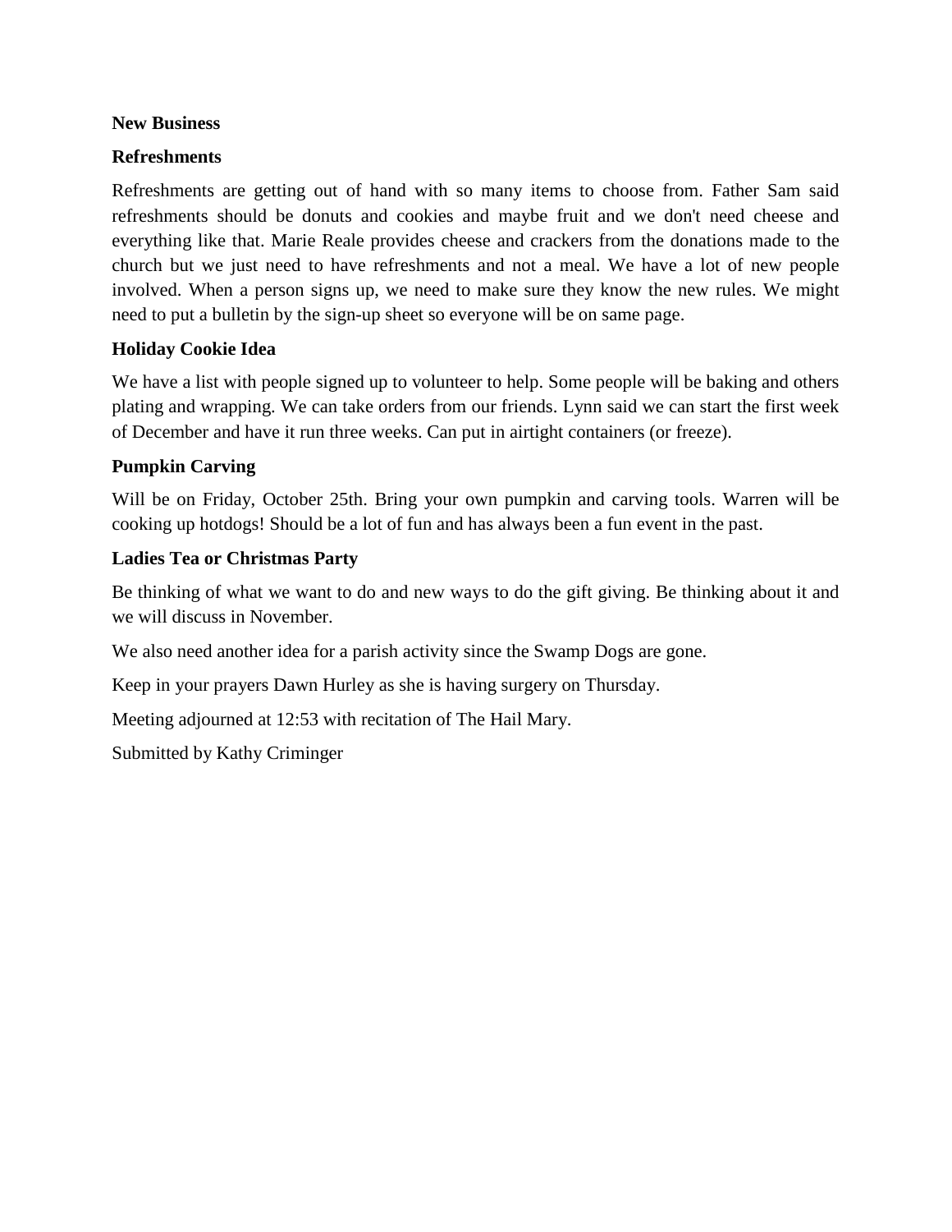**New Business**

**Refreshments**

Refreshments are getting out of hand with so many items to choose from. Father Sam said refreshments should be donuts and cookies and maybe fruit and we don't need cheese and everything like that. Marie Reale provides cheese and crackers from the donations made to the church but we just need to have refreshments and not a meal. We have a lot of new people involved. When a person signs up, we need to make sure they know the new rules. We might need to put a bulletin by the sign-up sheet so everyone will be on same page.

**Holiday Cookie Idea**

We have a list with people signed up to volunteer to help. Some people will be baking and others plating and wrapping. We can take orders from our friends. Lynn said we can start the first week of December and have it run three weeks. Can put in airtight containers (or freeze).

**Pumpkin Carving**

Will be on Friday, October 25th. Bring your own pumpkin and carving tools. Warren will be cooking up hotdogs! Should be a lot of fun and has always been a fun event in the past.

**Ladies Tea or Christmas Party**

Be thinking of what we want to do and new ways to do the gift giving. Be thinking about it and we will discuss in November.

We also need another idea for a parish activity since the Swamp Dogs are gone.

Keep in your prayers Dawn Hurley as she is having surgery on Thursday.

Meeting adjourned at 12:53 with recitation of The Hail Mary.

Submitted by Kathy Criminger